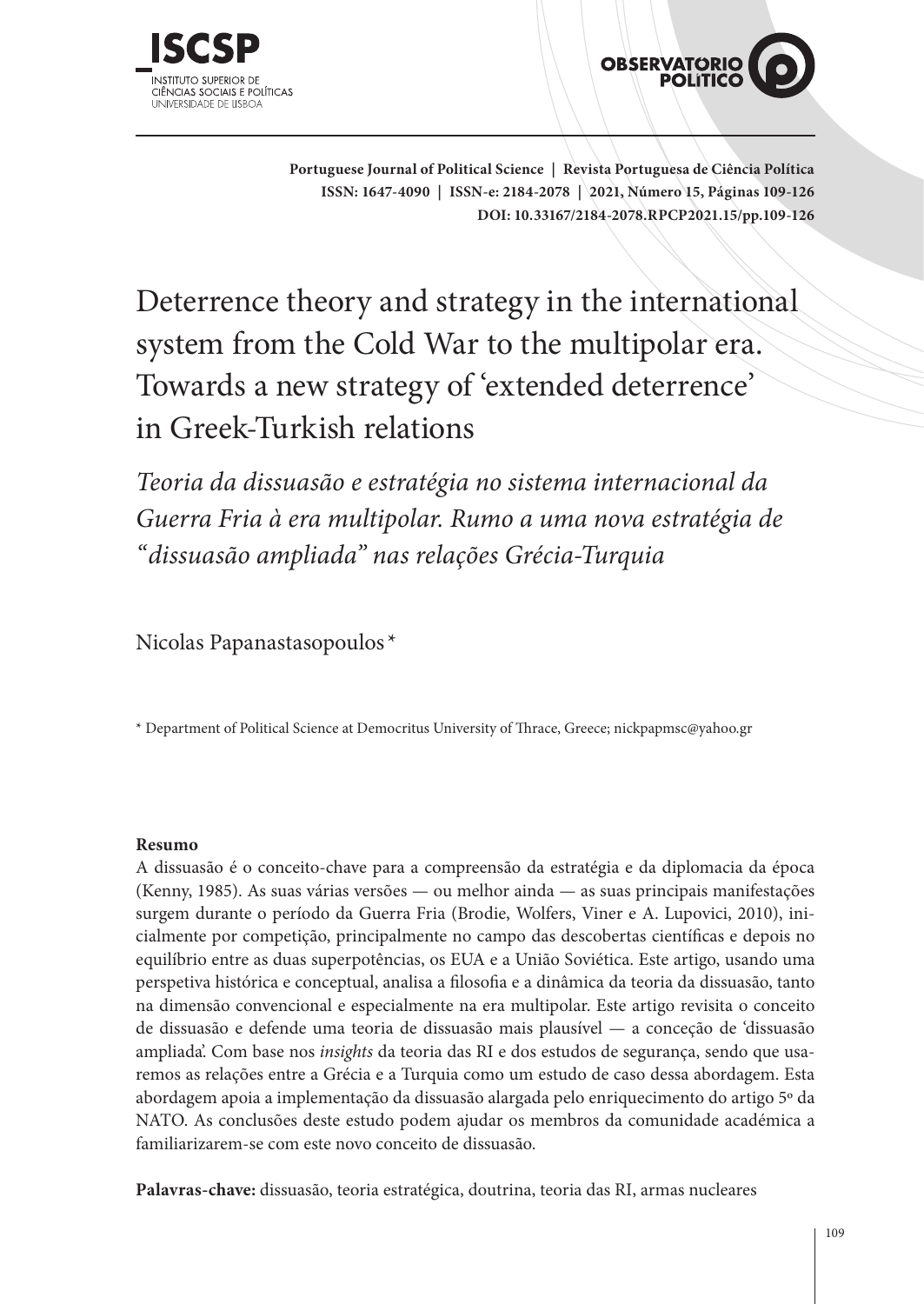# Deterrence theory and strategy in the international system from the Cold War to the multipolar era. Towards a new strategy of 'extended deterrence' in Greek-Turkish relations

## *Teoria da dissuasão e estratégia no sistema internacional da Guerra Fria à era multipolar. Rumo a uma nova estratégia de "dissuasão ampliada" nas relações Grécia-Turquia*

Nicolas Papanastasopoulos *

\* Department of Political Science at Democritus University of Thrace, Greece; nickpapmsc@yahoo.gr

**Resumo**

A dissuasão é o conceito-chave para a compreensão da estratégia e da diplomacia da época (Kenny, 1985). As suas várias versões — ou melhor ainda — as suas principais manifestações surgem durante o período da Guerra Fria (Brodie, Wolfers, Viner e A. Lupovici, 2010), inicialmente por competição, principalmente no campo das descobertas científicas e depois no equilíbrio entre as duas superpotências, os EUA e a União Soviética. Este artigo, usando uma perspetiva histórica e conceptual, analisa a filosofia e a dinâmica da teoria da dissuasão, tanto na dimensão convencional e especialmente na era multipolar. Este artigo revisita o conceito de dissuasão e defende uma teoria de dissuasão mais plausível — a conceção de 'dissuasão ampliada'. Com base nos *insights* da teoria das RI e dos estudos de segurança, sendo que usaremos as relações entre a Grécia e a Turquia como um estudo de caso dessa abordagem. Esta abordagem apoia a implementação da dissuasão alargada pelo enriquecimento do artigo 5º da NATO. As conclusões deste estudo podem ajudar os membros da comunidade académica a familiarizarem-se com este novo conceito de dissuasão.

**Palavras-chave:** dissuasão, teoria estratégica, doutrina, teoria das RI, armas nucleares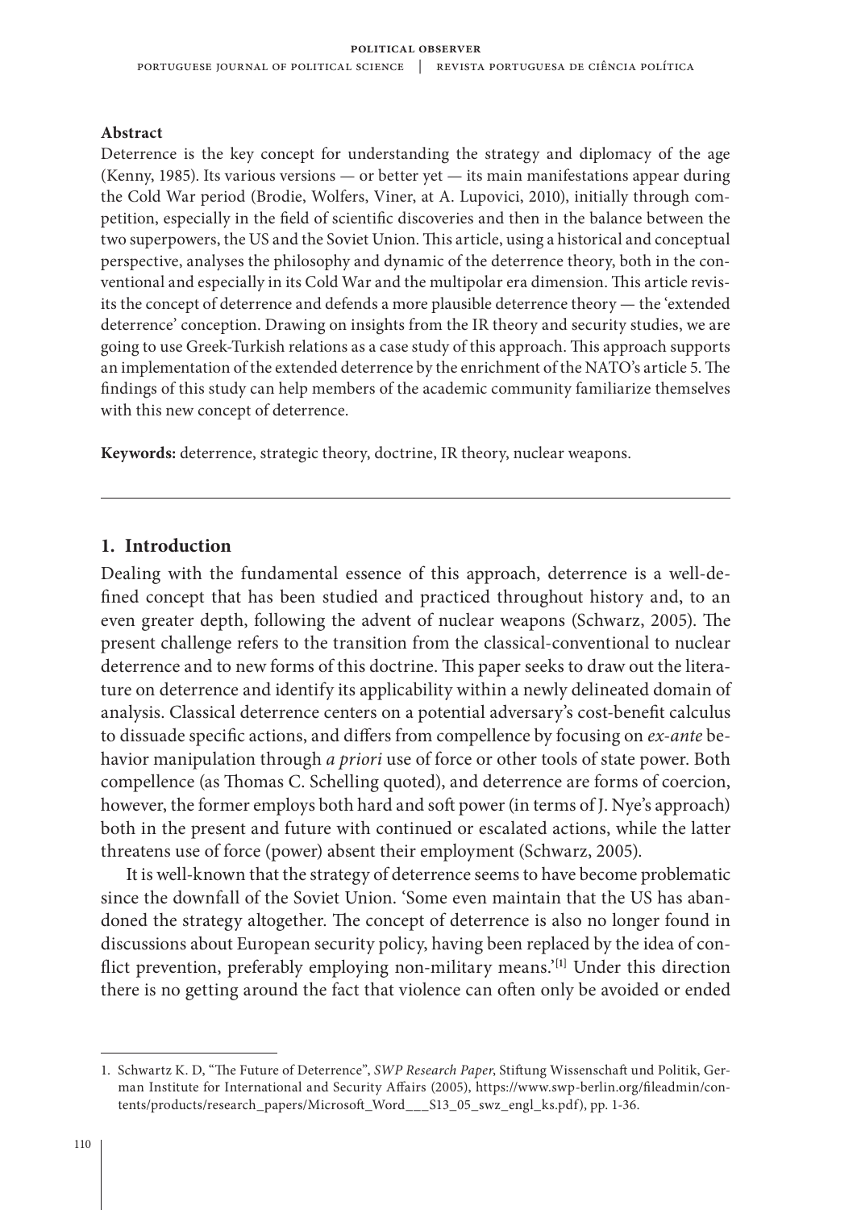**Abstract**

Deterrence is the key concept for understanding the strategy and diplomacy of the age (Kenny, 1985). Its various versions — or better yet — its main manifestations appear during the Cold War period (Brodie, Wolfers, Viner, at A. Lupovici, 2010), initially through competition, especially in the field of scientific discoveries and then in the balance between the two superpowers, the US and the Soviet Union. This article, using a historical and conceptual perspective, analyses the philosophy and dynamic of the deterrence theory, both in the conventional and especially in its Cold War and the multipolar era dimension. This article revisits the concept of deterrence and defends a more plausible deterrence theory — the 'extended deterrence' conception. Drawing on insights from the IR theory and security studies, we are going to use Greek-Turkish relations as a case study of this approach. This approach supports an implementation of the extended deterrence by the enrichment of the NATO's article 5. The findings of this study can help members of the academic community familiarize themselves with this new concept of deterrence.

**Keywords:** deterrence, strategic theory, doctrine, IR theory, nuclear weapons.

---

## 1. Introduction

Dealing with the fundamental essence of this approach, deterrence is a well-defined concept that has been studied and practiced throughout history and, to an even greater depth, following the advent of nuclear weapons (Schwarz, 2005). The present challenge refers to the transition from the classical-conventional to nuclear deterrence and to new forms of this doctrine. This paper seeks to draw out the literature on deterrence and identify its applicability within a newly delineated domain of analysis. Classical deterrence centers on a potential adversary's cost-benefit calculus to dissuade specific actions, and differs from compellence by focusing on *ex-ante* behavior manipulation through *a priori* use of force or other tools of state power. Both compellence (as Thomas C. Schelling quoted), and deterrence are forms of coercion, however, the former employs both hard and soft power (in terms of J. Nye's approach) both in the present and future with continued or escalated actions, while the latter threatens use of force (power) absent their employment (Schwarz, 2005).

It is well-known that the strategy of deterrence seems to have become problematic since the downfall of the Soviet Union. 'Some even maintain that the US has abandoned the strategy altogether. The concept of deterrence is also no longer found in discussions about European security policy, having been replaced by the idea of conflict prevention, preferably employing non-military means.'[1] Under this direction there is no getting around the fact that violence can often only be avoided or ended

---

1. Schwartz K. D, "The Future of Deterrence", *SWP Research Paper*, Stiftung Wissenschaft und Politik, German Institute for International and Security Affairs (2005), https://www.swp-berlin.org/fileadmin/contents/products/research_papers/Microsoft_Word___S13_05_swz_engl_ks.pdf), pp. 1-36.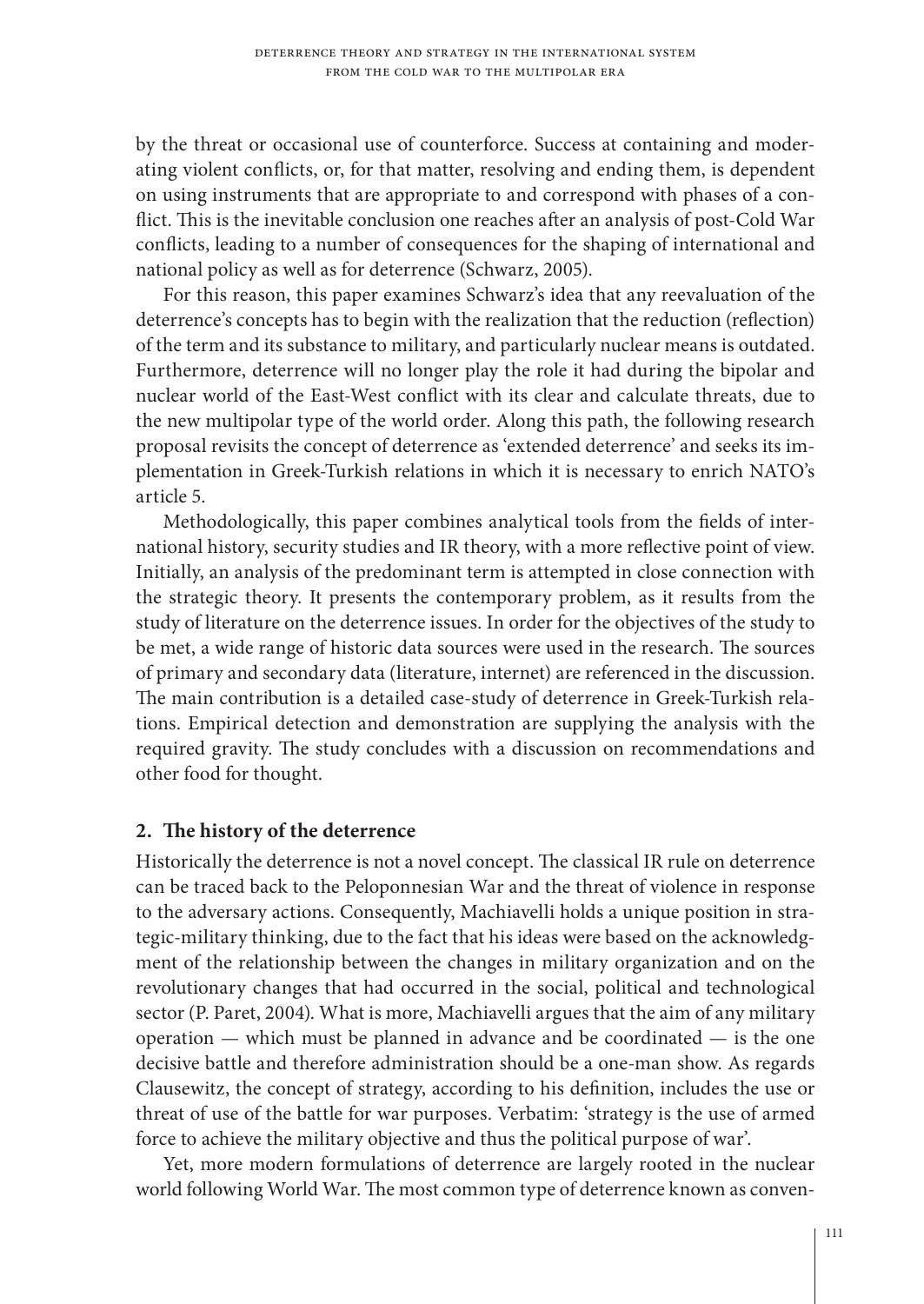by the threat or occasional use of counterforce. Success at containing and moderating violent conflicts, or, for that matter, resolving and ending them, is dependent on using instruments that are appropriate to and correspond with phases of a conflict. This is the inevitable conclusion one reaches after an analysis of post-Cold War conflicts, leading to a number of consequences for the shaping of international and national policy as well as for deterrence (Schwarz, 2005).

For this reason, this paper examines Schwarz's idea that any reevaluation of the deterrence's concepts has to begin with the realization that the reduction (reflection) of the term and its substance to military, and particularly nuclear means is outdated. Furthermore, deterrence will no longer play the role it had during the bipolar and nuclear world of the East-West conflict with its clear and calculate threats, due to the new multipolar type of the world order. Along this path, the following research proposal revisits the concept of deterrence as 'extended deterrence' and seeks its implementation in Greek-Turkish relations in which it is necessary to enrich NATO's article 5.

Methodologically, this paper combines analytical tools from the fields of international history, security studies and IR theory, with a more reflective point of view. Initially, an analysis of the predominant term is attempted in close connection with the strategic theory. It presents the contemporary problem, as it results from the study of literature on the deterrence issues. In order for the objectives of the study to be met, a wide range of historic data sources were used in the research. The sources of primary and secondary data (literature, internet) are referenced in the discussion. The main contribution is a detailed case-study of deterrence in Greek-Turkish relations. Empirical detection and demonstration are supplying the analysis with the required gravity. The study concludes with a discussion on recommendations and other food for thought.

## 2. The history of the deterrence

Historically the deterrence is not a novel concept. The classical IR rule on deterrence can be traced back to the Peloponnesian War and the threat of violence in response to the adversary actions. Consequently, Machiavelli holds a unique position in strategic-military thinking, due to the fact that his ideas were based on the acknowledgment of the relationship between the changes in military organization and on the revolutionary changes that had occurred in the social, political and technological sector (P. Paret, 2004). What is more, Machiavelli argues that the aim of any military operation — which must be planned in advance and be coordinated — is the one decisive battle and therefore administration should be a one-man show. As regards Clausewitz, the concept of strategy, according to his definition, includes the use or threat of use of the battle for war purposes. Verbatim: 'strategy is the use of armed force to achieve the military objective and thus the political purpose of war'.

Yet, more modern formulations of deterrence are largely rooted in the nuclear world following World War. The most common type of deterrence known as conven-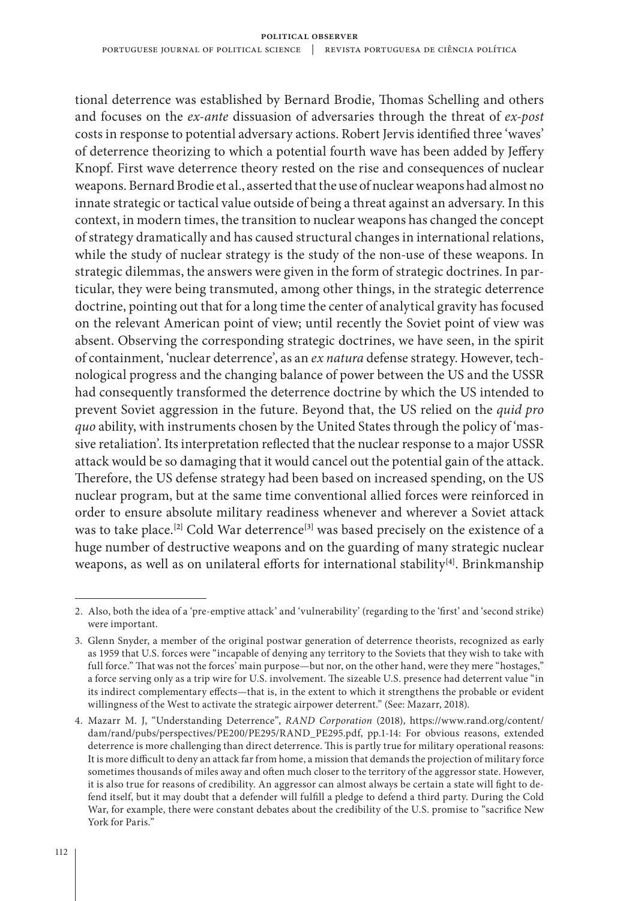tional deterrence was established by Bernard Brodie, Thomas Schelling and others and focuses on the *ex-ante* dissuasion of adversaries through the threat of *ex-post* costs in response to potential adversary actions. Robert Jervis identified three 'waves' of deterrence theorizing to which a potential fourth wave has been added by Jeffery Knopf. First wave deterrence theory rested on the rise and consequences of nuclear weapons. Bernard Brodie et al., asserted that the use of nuclear weapons had almost no innate strategic or tactical value outside of being a threat against an adversary. In this context, in modern times, the transition to nuclear weapons has changed the concept of strategy dramatically and has caused structural changes in international relations, while the study of nuclear strategy is the study of the non-use of these weapons. In strategic dilemmas, the answers were given in the form of strategic doctrines. In particular, they were being transmuted, among other things, in the strategic deterrence doctrine, pointing out that for a long time the center of analytical gravity has focused on the relevant American point of view; until recently the Soviet point of view was absent. Observing the corresponding strategic doctrines, we have seen, in the spirit of containment, 'nuclear deterrence', as an *ex natura* defense strategy. However, technological progress and the changing balance of power between the US and the USSR had consequently transformed the deterrence doctrine by which the US intended to prevent Soviet aggression in the future. Beyond that, the US relied on the *quid pro quo* ability, with instruments chosen by the United States through the policy of 'massive retaliation'. Its interpretation reflected that the nuclear response to a major USSR attack would be so damaging that it would cancel out the potential gain of the attack. Therefore, the US defense strategy had been based on increased spending, on the US nuclear program, but at the same time conventional allied forces were reinforced in order to ensure absolute military readiness whenever and wherever a Soviet attack was to take place.[2] Cold War deterrence[3] was based precisely on the existence of a huge number of destructive weapons and on the guarding of many strategic nuclear weapons, as well as on unilateral efforts for international stability[4]. Brinkmanship

---

2. Also, both the idea of a 'pre-emptive attack' and 'vulnerability' (regarding to the 'first' and 'second strike) were important.

3. Glenn Snyder, a member of the original postwar generation of deterrence theorists, recognized as early as 1959 that U.S. forces were "incapable of denying any territory to the Soviets that they wish to take with full force." That was not the forces' main purpose—but nor, on the other hand, were they mere "hostages," a force serving only as a trip wire for U.S. involvement. The sizeable U.S. presence had deterrent value "in its indirect complementary effects—that is, in the extent to which it strengthens the probable or evident willingness of the West to activate the strategic airpower deterrent." (See: Mazarr, 2018).

4. Mazarr M. J, "Understanding Deterrence", *RAND Corporation* (2018), https://www.rand.org/content/dam/rand/pubs/perspectives/PE200/PE295/RAND_PE295.pdf, pp.1-14: For obvious reasons, extended deterrence is more challenging than direct deterrence. This is partly true for military operational reasons: It is more difficult to deny an attack far from home, a mission that demands the projection of military force sometimes thousands of miles away and often much closer to the territory of the aggressor state. However, it is also true for reasons of credibility. An aggressor can almost always be certain a state will fight to defend itself, but it may doubt that a defender will fulfill a pledge to defend a third party. During the Cold War, for example, there were constant debates about the credibility of the U.S. promise to "sacrifice New York for Paris."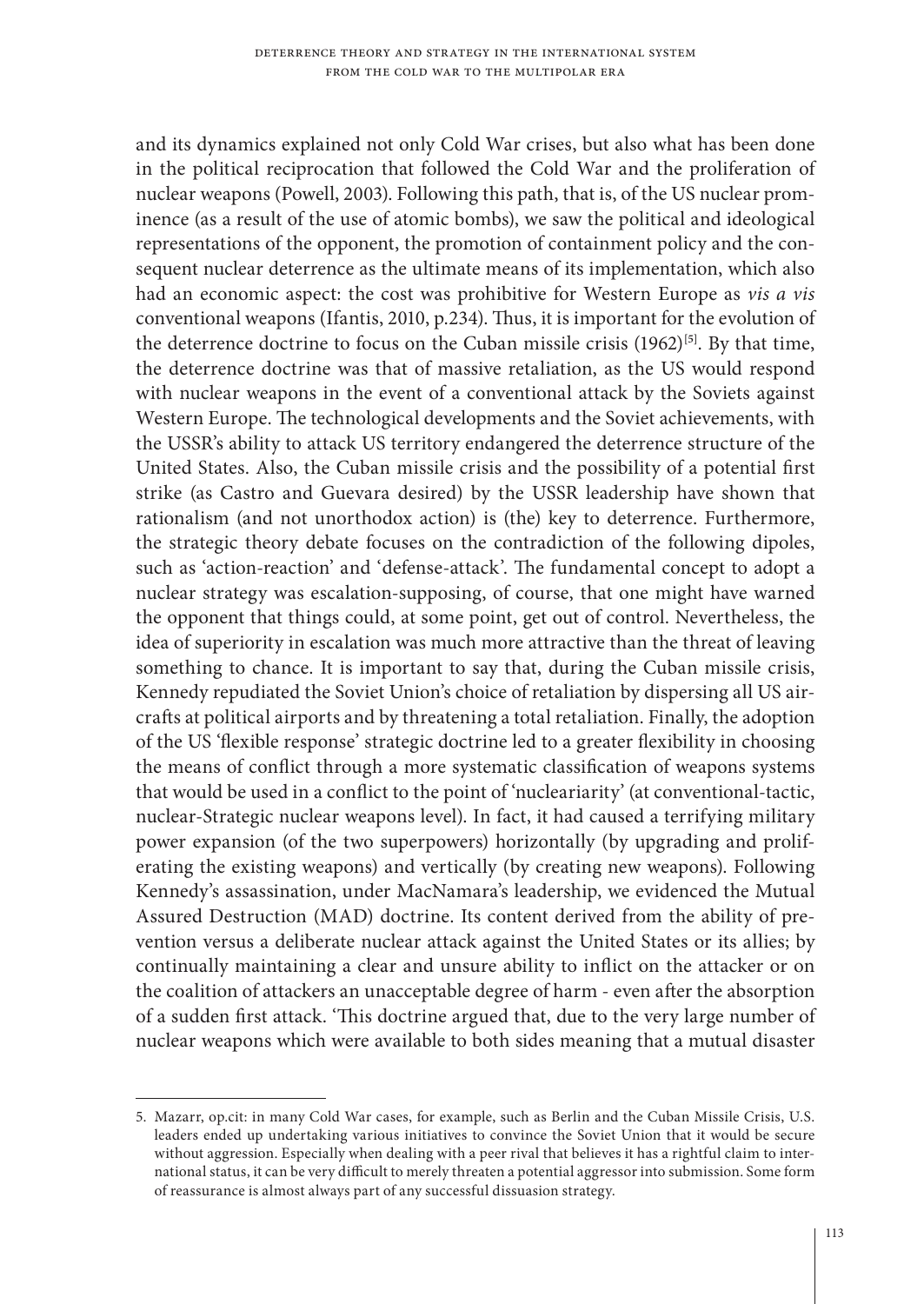and its dynamics explained not only Cold War crises, but also what has been done in the political reciprocation that followed the Cold War and the proliferation of nuclear weapons (Powell, 2003). Following this path, that is, of the US nuclear prominence (as a result of the use of atomic bombs), we saw the political and ideological representations of the opponent, the promotion of containment policy and the consequent nuclear deterrence as the ultimate means of its implementation, which also had an economic aspect: the cost was prohibitive for Western Europe as *vis a vis* conventional weapons (Ifantis, 2010, p.234). Thus, it is important for the evolution of the deterrence doctrine to focus on the Cuban missile crisis (1962)[5]. By that time, the deterrence doctrine was that of massive retaliation, as the US would respond with nuclear weapons in the event of a conventional attack by the Soviets against Western Europe. The technological developments and the Soviet achievements, with the USSR's ability to attack US territory endangered the deterrence structure of the United States. Also, the Cuban missile crisis and the possibility of a potential first strike (as Castro and Guevara desired) by the USSR leadership have shown that rationalism (and not unorthodox action) is (the) key to deterrence. Furthermore, the strategic theory debate focuses on the contradiction of the following dipoles, such as 'action-reaction' and 'defense-attack'. The fundamental concept to adopt a nuclear strategy was escalation-supposing, of course, that one might have warned the opponent that things could, at some point, get out of control. Nevertheless, the idea of superiority in escalation was much more attractive than the threat of leaving something to chance. It is important to say that, during the Cuban missile crisis, Kennedy repudiated the Soviet Union's choice of retaliation by dispersing all US aircrafts at political airports and by threatening a total retaliation. Finally, the adoption of the US 'flexible response' strategic doctrine led to a greater flexibility in choosing the means of conflict through a more systematic classification of weapons systems that would be used in a conflict to the point of 'nucleariarity' (at conventional-tactic, nuclear-Strategic nuclear weapons level). In fact, it had caused a terrifying military power expansion (of the two superpowers) horizontally (by upgrading and proliferating the existing weapons) and vertically (by creating new weapons). Following Kennedy's assassination, under MacNamara's leadership, we evidenced the Mutual Assured Destruction (MAD) doctrine. Its content derived from the ability of prevention versus a deliberate nuclear attack against the United States or its allies; by continually maintaining a clear and unsure ability to inflict on the attacker or on the coalition of attackers an unacceptable degree of harm - even after the absorption of a sudden first attack. 'This doctrine argued that, due to the very large number of nuclear weapons which were available to both sides meaning that a mutual disaster

---

5. Mazarr, op.cit: in many Cold War cases, for example, such as Berlin and the Cuban Missile Crisis, U.S. leaders ended up undertaking various initiatives to convince the Soviet Union that it would be secure without aggression. Especially when dealing with a peer rival that believes it has a rightful claim to international status, it can be very difficult to merely threaten a potential aggressor into submission. Some form of reassurance is almost always part of any successful dissuasion strategy.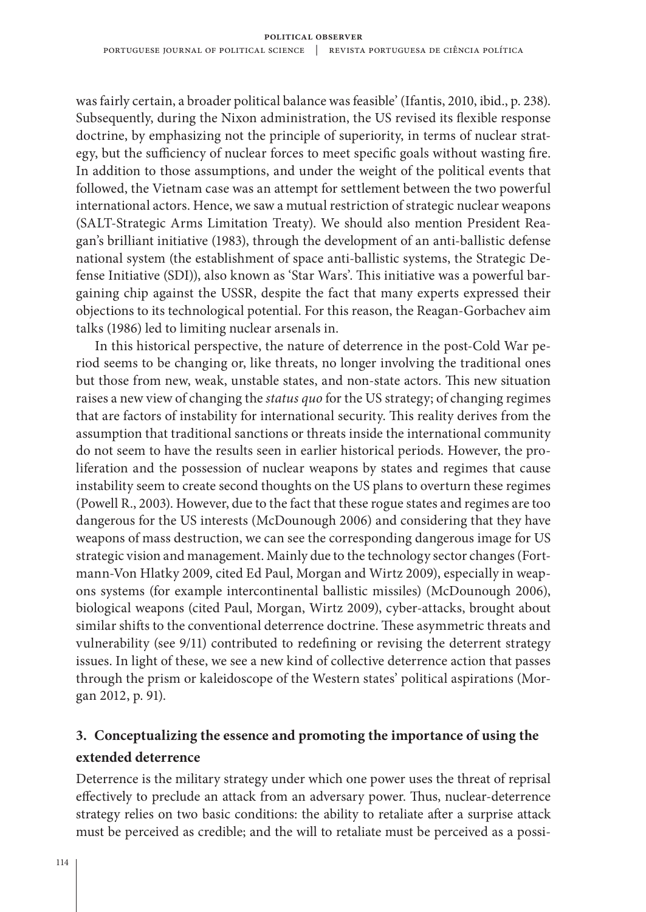was fairly certain, a broader political balance was feasible' (Ifantis, 2010, ibid., p. 238). Subsequently, during the Nixon administration, the US revised its flexible response doctrine, by emphasizing not the principle of superiority, in terms of nuclear strategy, but the sufficiency of nuclear forces to meet specific goals without wasting fire. In addition to those assumptions, and under the weight of the political events that followed, the Vietnam case was an attempt for settlement between the two powerful international actors. Hence, we saw a mutual restriction of strategic nuclear weapons (SALT-Strategic Arms Limitation Treaty). We should also mention President Reagan's brilliant initiative (1983), through the development of an anti-ballistic defense national system (the establishment of space anti-ballistic systems, the Strategic Defense Initiative (SDI)), also known as 'Star Wars'. This initiative was a powerful bargaining chip against the USSR, despite the fact that many experts expressed their objections to its technological potential. For this reason, the Reagan-Gorbachev aim talks (1986) led to limiting nuclear arsenals in.

In this historical perspective, the nature of deterrence in the post-Cold War period seems to be changing or, like threats, no longer involving the traditional ones but those from new, weak, unstable states, and non-state actors. This new situation raises a new view of changing the *status quo* for the US strategy; of changing regimes that are factors of instability for international security. This reality derives from the assumption that traditional sanctions or threats inside the international community do not seem to have the results seen in earlier historical periods. However, the proliferation and the possession of nuclear weapons by states and regimes that cause instability seem to create second thoughts on the US plans to overturn these regimes (Powell R., 2003). However, due to the fact that these rogue states and regimes are too dangerous for the US interests (McDounough 2006) and considering that they have weapons of mass destruction, we can see the corresponding dangerous image for US strategic vision and management. Mainly due to the technology sector changes (Fortmann-Von Hlatky 2009, cited Ed Paul, Morgan and Wirtz 2009), especially in weapons systems (for example intercontinental ballistic missiles) (McDounough 2006), biological weapons (cited Paul, Morgan, Wirtz 2009), cyber-attacks, brought about similar shifts to the conventional deterrence doctrine. These asymmetric threats and vulnerability (see 9/11) contributed to redefining or revising the deterrent strategy issues. In light of these, we see a new kind of collective deterrence action that passes through the prism or kaleidoscope of the Western states' political aspirations (Morgan 2012, p. 91).

## 3. Conceptualizing the essence and promoting the importance of using the extended deterrence

Deterrence is the military strategy under which one power uses the threat of reprisal effectively to preclude an attack from an adversary power. Thus, nuclear-deterrence strategy relies on two basic conditions: the ability to retaliate after a surprise attack must be perceived as credible; and the will to retaliate must be perceived as a possi-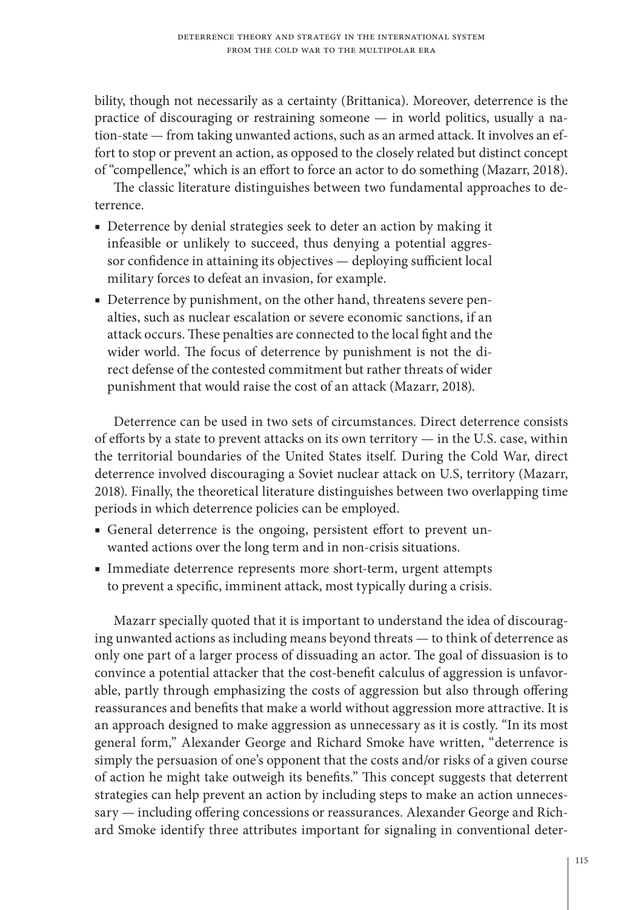bility, though not necessarily as a certainty (Brittanica). Moreover, deterrence is the practice of discouraging or restraining someone — in world politics, usually a nation-state — from taking unwanted actions, such as an armed attack. It involves an effort to stop or prevent an action, as opposed to the closely related but distinct concept of "compellence," which is an effort to force an actor to do something (Mazarr, 2018).

The classic literature distinguishes between two fundamental approaches to deterrence.

- Deterrence by denial strategies seek to deter an action by making it infeasible or unlikely to succeed, thus denying a potential aggressor confidence in attaining its objectives — deploying sufficient local military forces to defeat an invasion, for example.
- Deterrence by punishment, on the other hand, threatens severe penalties, such as nuclear escalation or severe economic sanctions, if an attack occurs. These penalties are connected to the local fight and the wider world. The focus of deterrence by punishment is not the direct defense of the contested commitment but rather threats of wider punishment that would raise the cost of an attack (Mazarr, 2018).

Deterrence can be used in two sets of circumstances. Direct deterrence consists of efforts by a state to prevent attacks on its own territory — in the U.S. case, within the territorial boundaries of the United States itself. During the Cold War, direct deterrence involved discouraging a Soviet nuclear attack on U.S, territory (Mazarr, 2018). Finally, the theoretical literature distinguishes between two overlapping time periods in which deterrence policies can be employed.

- General deterrence is the ongoing, persistent effort to prevent unwanted actions over the long term and in non-crisis situations.
- Immediate deterrence represents more short-term, urgent attempts to prevent a specific, imminent attack, most typically during a crisis.

Mazarr specially quoted that it is important to understand the idea of discouraging unwanted actions as including means beyond threats — to think of deterrence as only one part of a larger process of dissuading an actor. The goal of dissuasion is to convince a potential attacker that the cost-benefit calculus of aggression is unfavorable, partly through emphasizing the costs of aggression but also through offering reassurances and benefits that make a world without aggression more attractive. It is an approach designed to make aggression as unnecessary as it is costly. "In its most general form," Alexander George and Richard Smoke have written, "deterrence is simply the persuasion of one's opponent that the costs and/or risks of a given course of action he might take outweigh its benefits." This concept suggests that deterrent strategies can help prevent an action by including steps to make an action unnecessary — including offering concessions or reassurances. Alexander George and Richard Smoke identify three attributes important for signaling in conventional deter-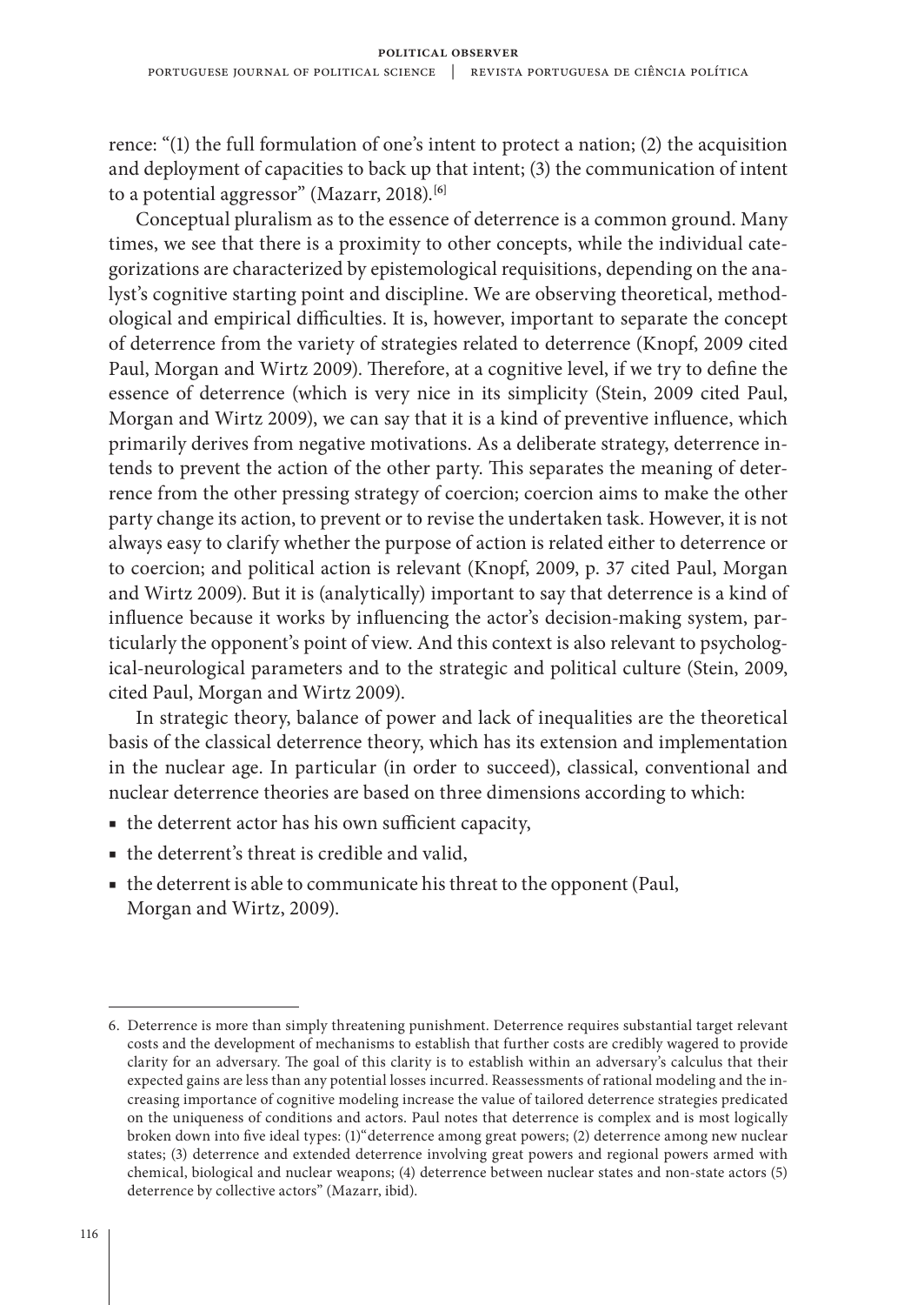rence: "(1) the full formulation of one's intent to protect a nation; (2) the acquisition and deployment of capacities to back up that intent; (3) the communication of intent to a potential aggressor" (Mazarr, 2018).[6]

Conceptual pluralism as to the essence of deterrence is a common ground. Many times, we see that there is a proximity to other concepts, while the individual categorizations are characterized by epistemological requisitions, depending on the analyst's cognitive starting point and discipline. We are observing theoretical, methodological and empirical difficulties. It is, however, important to separate the concept of deterrence from the variety of strategies related to deterrence (Knopf, 2009 cited Paul, Morgan and Wirtz 2009). Therefore, at a cognitive level, if we try to define the essence of deterrence (which is very nice in its simplicity (Stein, 2009 cited Paul, Morgan and Wirtz 2009), we can say that it is a kind of preventive influence, which primarily derives from negative motivations. As a deliberate strategy, deterrence intends to prevent the action of the other party. This separates the meaning of deterrence from the other pressing strategy of coercion; coercion aims to make the other party change its action, to prevent or to revise the undertaken task. However, it is not always easy to clarify whether the purpose of action is related either to deterrence or to coercion; and political action is relevant (Knopf, 2009, p. 37 cited Paul, Morgan and Wirtz 2009). But it is (analytically) important to say that deterrence is a kind of influence because it works by influencing the actor's decision-making system, particularly the opponent's point of view. And this context is also relevant to psychological-neurological parameters and to the strategic and political culture (Stein, 2009, cited Paul, Morgan and Wirtz 2009).

In strategic theory, balance of power and lack of inequalities are the theoretical basis of the classical deterrence theory, which has its extension and implementation in the nuclear age. In particular (in order to succeed), classical, conventional and nuclear deterrence theories are based on three dimensions according to which:

- the deterrent actor has his own sufficient capacity,
- the deterrent's threat is credible and valid,
- the deterrent is able to communicate his threat to the opponent (Paul, Morgan and Wirtz, 2009).

---

6. Deterrence is more than simply threatening punishment. Deterrence requires substantial target relevant costs and the development of mechanisms to establish that further costs are credibly wagered to provide clarity for an adversary. The goal of this clarity is to establish within an adversary's calculus that their expected gains are less than any potential losses incurred. Reassessments of rational modeling and the increasing importance of cognitive modeling increase the value of tailored deterrence strategies predicated on the uniqueness of conditions and actors. Paul notes that deterrence is complex and is most logically broken down into five ideal types: (1)"deterrence among great powers; (2) deterrence among new nuclear states; (3) deterrence and extended deterrence involving great powers and regional powers armed with chemical, biological and nuclear weapons; (4) deterrence between nuclear states and non-state actors (5) deterrence by collective actors" (Mazarr, ibid).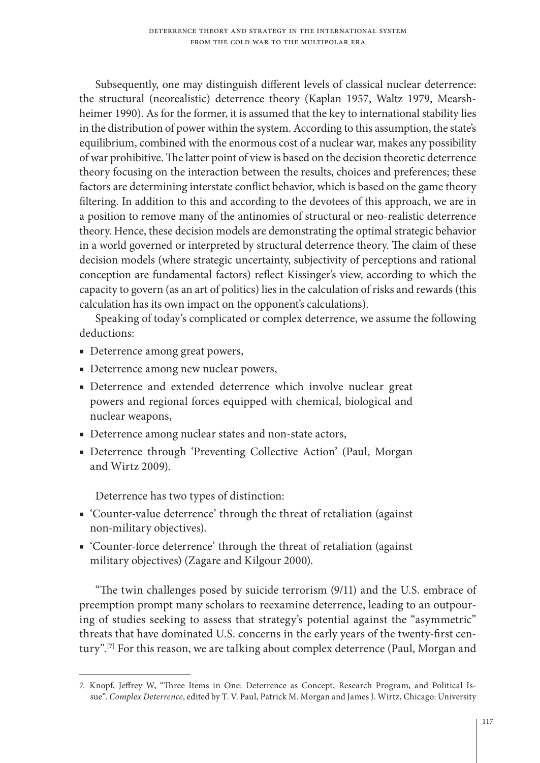Subsequently, one may distinguish different levels of classical nuclear deterrence: the structural (neorealistic) deterrence theory (Kaplan 1957, Waltz 1979, Mearsheimer 1990). As for the former, it is assumed that the key to international stability lies in the distribution of power within the system. According to this assumption, the state's equilibrium, combined with the enormous cost of a nuclear war, makes any possibility of war prohibitive. The latter point of view is based on the decision theoretic deterrence theory focusing on the interaction between the results, choices and preferences; these factors are determining interstate conflict behavior, which is based on the game theory filtering. In addition to this and according to the devotees of this approach, we are in a position to remove many of the antinomies of structural or neo-realistic deterrence theory. Hence, these decision models are demonstrating the optimal strategic behavior in a world governed or interpreted by structural deterrence theory. The claim of these decision models (where strategic uncertainty, subjectivity of perceptions and rational conception are fundamental factors) reflect Kissinger's view, according to which the capacity to govern (as an art of politics) lies in the calculation of risks and rewards (this calculation has its own impact on the opponent's calculations).

Speaking of today's complicated or complex deterrence, we assume the following deductions:

- Deterrence among great powers,
- Deterrence among new nuclear powers,
- Deterrence and extended deterrence which involve nuclear great powers and regional forces equipped with chemical, biological and nuclear weapons,
- Deterrence among nuclear states and non-state actors,
- Deterrence through 'Preventing Collective Action' (Paul, Morgan and Wirtz 2009).

Deterrence has two types of distinction:

- 'Counter-value deterrence' through the threat of retaliation (against non-military objectives).
- 'Counter-force deterrence' through the threat of retaliation (against military objectives) (Zagare and Kilgour 2000).

"The twin challenges posed by suicide terrorism (9/11) and the U.S. embrace of preemption prompt many scholars to reexamine deterrence, leading to an outpouring of studies seeking to assess that strategy's potential against the "asymmetric" threats that have dominated U.S. concerns in the early years of the twenty-first century".[7] For this reason, we are talking about complex deterrence (Paul, Morgan and

7. Knopf, Jeffrey W, "Three Items in One: Deterrence as Concept, Research Program, and Political Issue". *Complex Deterrence*, edited by T. V. Paul, Patrick M. Morgan and James J. Wirtz, Chicago: University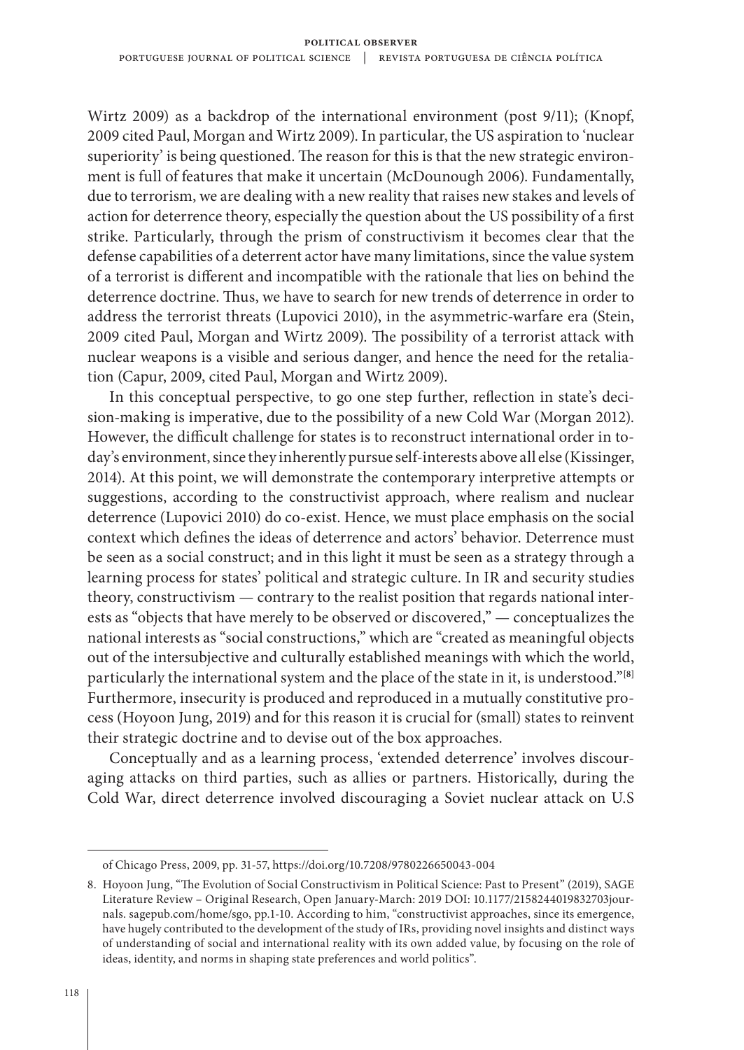Wirtz 2009) as a backdrop of the international environment (post 9/11); (Knopf, 2009 cited Paul, Morgan and Wirtz 2009). In particular, the US aspiration to 'nuclear superiority' is being questioned. The reason for this is that the new strategic environment is full of features that make it uncertain (McDounough 2006). Fundamentally, due to terrorism, we are dealing with a new reality that raises new stakes and levels of action for deterrence theory, especially the question about the US possibility of a first strike. Particularly, through the prism of constructivism it becomes clear that the defense capabilities of a deterrent actor have many limitations, since the value system of a terrorist is different and incompatible with the rationale that lies on behind the deterrence doctrine. Thus, we have to search for new trends of deterrence in order to address the terrorist threats (Lupovici 2010), in the asymmetric-warfare era (Stein, 2009 cited Paul, Morgan and Wirtz 2009). The possibility of a terrorist attack with nuclear weapons is a visible and serious danger, and hence the need for the retaliation (Capur, 2009, cited Paul, Morgan and Wirtz 2009).

In this conceptual perspective, to go one step further, reflection in state's decision-making is imperative, due to the possibility of a new Cold War (Morgan 2012). However, the difficult challenge for states is to reconstruct international order in today's environment, since they inherently pursue self-interests above all else (Kissinger, 2014). At this point, we will demonstrate the contemporary interpretive attempts or suggestions, according to the constructivist approach, where realism and nuclear deterrence (Lupovici 2010) do co-exist. Hence, we must place emphasis on the social context which defines the ideas of deterrence and actors' behavior. Deterrence must be seen as a social construct; and in this light it must be seen as a strategy through a learning process for states' political and strategic culture. In IR and security studies theory, constructivism — contrary to the realist position that regards national interests as "objects that have merely to be observed or discovered," — conceptualizes the national interests as "social constructions," which are "created as meaningful objects out of the intersubjective and culturally established meanings with which the world, particularly the international system and the place of the state in it, is understood."[8] Furthermore, insecurity is produced and reproduced in a mutually constitutive process (Hoyoon Jung, 2019) and for this reason it is crucial for (small) states to reinvent their strategic doctrine and to devise out of the box approaches.

Conceptually and as a learning process, 'extended deterrence' involves discouraging attacks on third parties, such as allies or partners. Historically, during the Cold War, direct deterrence involved discouraging a Soviet nuclear attack on U.S

---

of Chicago Press, 2009, pp. 31-57, https://doi.org/10.7208/9780226650043-004

8. Hoyoon Jung, "The Evolution of Social Constructivism in Political Science: Past to Present" (2019), SAGE Literature Review – Original Research, Open January-March: 2019 DOI: 10.1177/2158244019832703journals. sagepub.com/home/sgo, pp.1-10. According to him, "constructivist approaches, since its emergence, have hugely contributed to the development of the study of IRs, providing novel insights and distinct ways of understanding of social and international reality with its own added value, by focusing on the role of ideas, identity, and norms in shaping state preferences and world politics".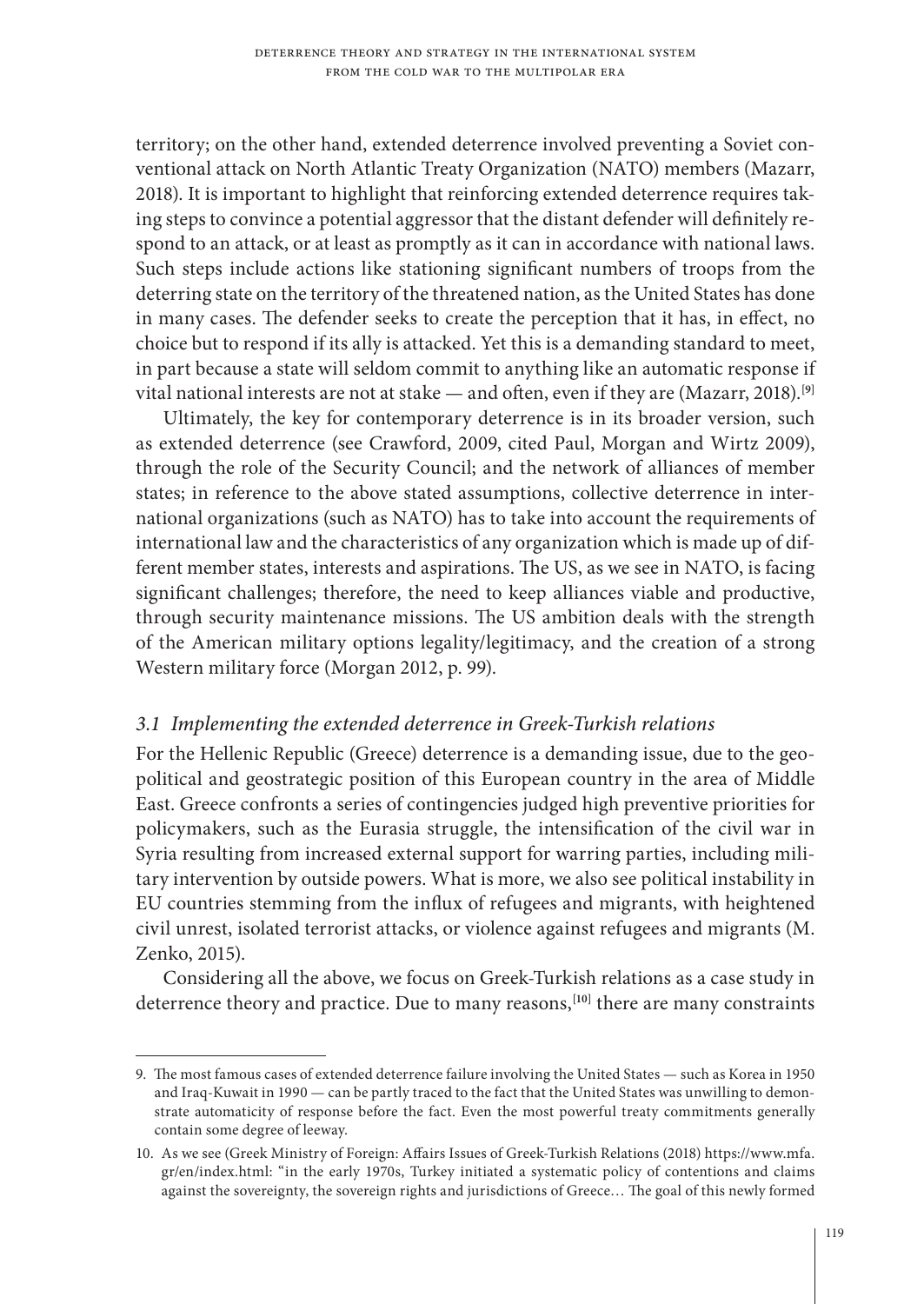territory; on the other hand, extended deterrence involved preventing a Soviet conventional attack on North Atlantic Treaty Organization (NATO) members (Mazarr, 2018). It is important to highlight that reinforcing extended deterrence requires taking steps to convince a potential aggressor that the distant defender will definitely respond to an attack, or at least as promptly as it can in accordance with national laws. Such steps include actions like stationing significant numbers of troops from the deterring state on the territory of the threatened nation, as the United States has done in many cases. The defender seeks to create the perception that it has, in effect, no choice but to respond if its ally is attacked. Yet this is a demanding standard to meet, in part because a state will seldom commit to anything like an automatic response if vital national interests are not at stake — and often, even if they are (Mazarr, 2018).[9]

Ultimately, the key for contemporary deterrence is in its broader version, such as extended deterrence (see Crawford, 2009, cited Paul, Morgan and Wirtz 2009), through the role of the Security Council; and the network of alliances of member states; in reference to the above stated assumptions, collective deterrence in international organizations (such as NATO) has to take into account the requirements of international law and the characteristics of any organization which is made up of different member states, interests and aspirations. The US, as we see in NATO, is facing significant challenges; therefore, the need to keep alliances viable and productive, through security maintenance missions. The US ambition deals with the strength of the American military options legality/legitimacy, and the creation of a strong Western military force (Morgan 2012, p. 99).

### *3.1 Implementing the extended deterrence in Greek-Turkish relations*

For the Hellenic Republic (Greece) deterrence is a demanding issue, due to the geopolitical and geostrategic position of this European country in the area of Middle East. Greece confronts a series of contingencies judged high preventive priorities for policymakers, such as the Eurasia struggle, the intensification of the civil war in Syria resulting from increased external support for warring parties, including military intervention by outside powers. What is more, we also see political instability in EU countries stemming from the influx of refugees and migrants, with heightened civil unrest, isolated terrorist attacks, or violence against refugees and migrants (M. Zenko, 2015).

Considering all the above, we focus on Greek-Turkish relations as a case study in deterrence theory and practice. Due to many reasons,[10] there are many constraints

---

9. The most famous cases of extended deterrence failure involving the United States — such as Korea in 1950 and Iraq-Kuwait in 1990 — can be partly traced to the fact that the United States was unwilling to demonstrate automaticity of response before the fact. Even the most powerful treaty commitments generally contain some degree of leeway.

10. As we see (Greek Ministry of Foreign: Affairs Issues of Greek-Turkish Relations (2018) https://www.mfa.gr/en/index.html: "in the early 1970s, Turkey initiated a systematic policy of contentions and claims against the sovereignty, the sovereign rights and jurisdictions of Greece… The goal of this newly formed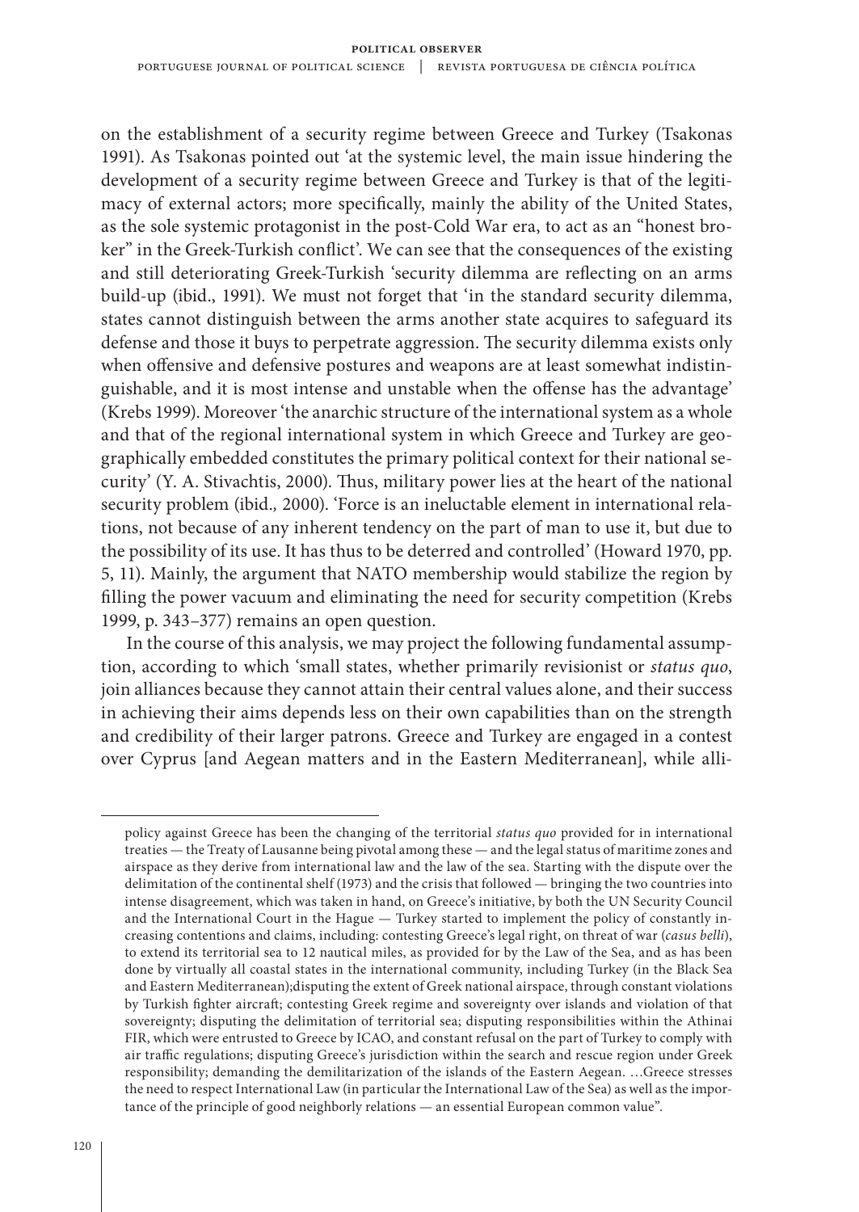on the establishment of a security regime between Greece and Turkey (Tsakonas 1991). As Tsakonas pointed out 'at the systemic level, the main issue hindering the development of a security regime between Greece and Turkey is that of the legitimacy of external actors; more specifically, mainly the ability of the United States, as the sole systemic protagonist in the post-Cold War era, to act as an "honest broker" in the Greek-Turkish conflict'. We can see that the consequences of the existing and still deteriorating Greek-Turkish 'security dilemma are reflecting on an arms build-up (ibid., 1991). We must not forget that 'in the standard security dilemma, states cannot distinguish between the arms another state acquires to safeguard its defense and those it buys to perpetrate aggression. The security dilemma exists only when offensive and defensive postures and weapons are at least somewhat indistinguishable, and it is most intense and unstable when the offense has the advantage' (Krebs 1999). Moreover 'the anarchic structure of the international system as a whole and that of the regional international system in which Greece and Turkey are geographically embedded constitutes the primary political context for their national security' (Y. A. Stivachtis, 2000). Thus, military power lies at the heart of the national security problem (ibid., 2000). 'Force is an ineluctable element in international relations, not because of any inherent tendency on the part of man to use it, but due to the possibility of its use. It has thus to be deterred and controlled' (Howard 1970, pp. 5, 11). Mainly, the argument that NATO membership would stabilize the region by filling the power vacuum and eliminating the need for security competition (Krebs 1999, p. 343–377) remains an open question.

In the course of this analysis, we may project the following fundamental assumption, according to which 'small states, whether primarily revisionist or *status quo*, join alliances because they cannot attain their central values alone, and their success in achieving their aims depends less on their own capabilities than on the strength and credibility of their larger patrons. Greece and Turkey are engaged in a contest over Cyprus [and Aegean matters and in the Eastern Mediterranean], while alli-

---

policy against Greece has been the changing of the territorial *status quo* provided for in international treaties — the Treaty of Lausanne being pivotal among these — and the legal status of maritime zones and airspace as they derive from international law and the law of the sea. Starting with the dispute over the delimitation of the continental shelf (1973) and the crisis that followed — bringing the two countries into intense disagreement, which was taken in hand, on Greece's initiative, by both the UN Security Council and the International Court in the Hague — Turkey started to implement the policy of constantly increasing contentions and claims, including: contesting Greece's legal right, on threat of war (*casus belli*), to extend its territorial sea to 12 nautical miles, as provided for by the Law of the Sea, and as has been done by virtually all coastal states in the international community, including Turkey (in the Black Sea and Eastern Mediterranean);disputing the extent of Greek national airspace, through constant violations by Turkish fighter aircraft; contesting Greek regime and sovereignty over islands and violation of that sovereignty; disputing the delimitation of territorial sea; disputing responsibilities within the Athinai FIR, which were entrusted to Greece by ICAO, and constant refusal on the part of Turkey to comply with air traffic regulations; disputing Greece's jurisdiction within the search and rescue region under Greek responsibility; demanding the demilitarization of the islands of the Eastern Aegean. …Greece stresses the need to respect International Law (in particular the International Law of the Sea) as well as the importance of the principle of good neighborly relations — an essential European common value".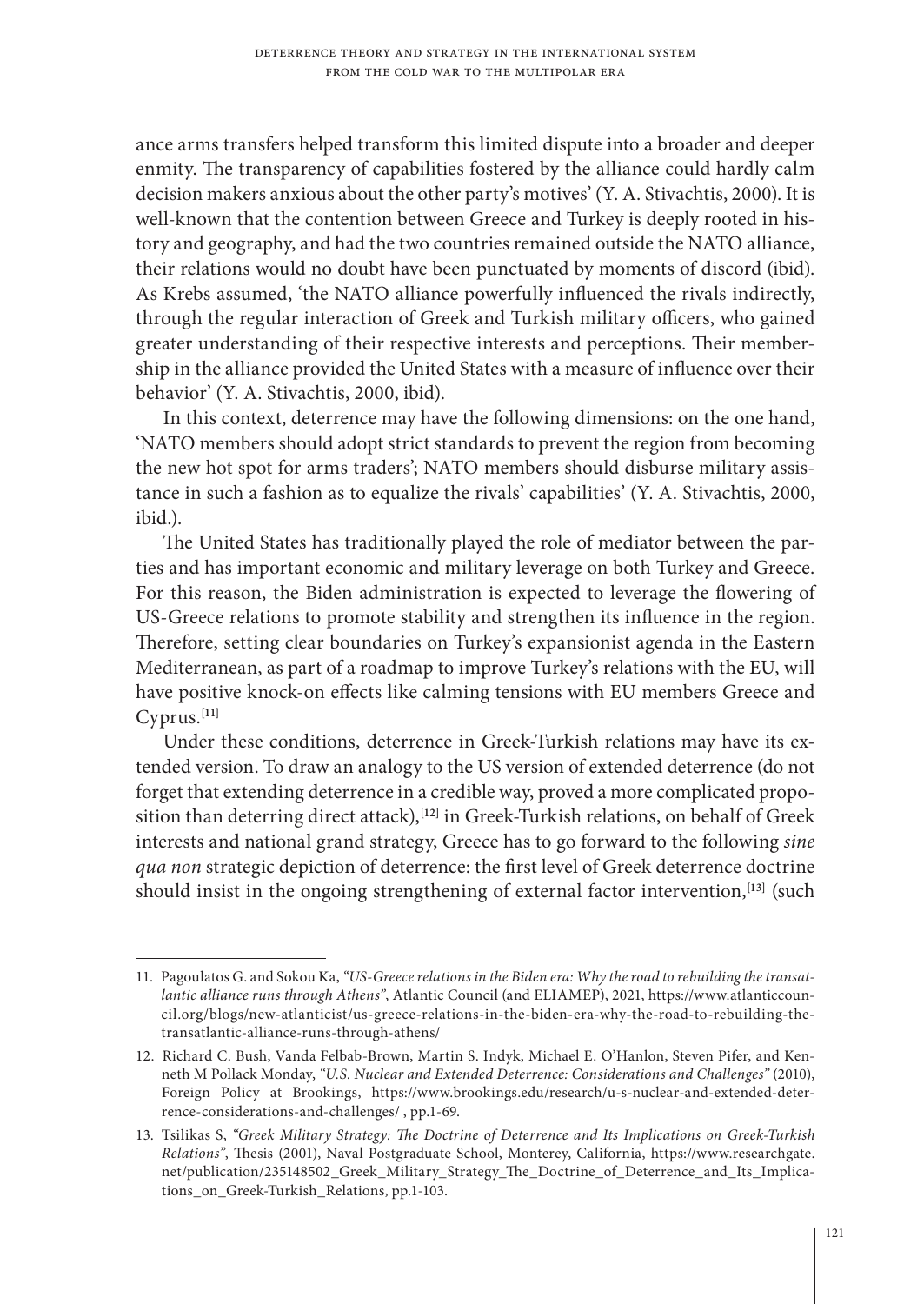ance arms transfers helped transform this limited dispute into a broader and deeper enmity. The transparency of capabilities fostered by the alliance could hardly calm decision makers anxious about the other party's motives' (Y. A. Stivachtis, 2000). It is well-known that the contention between Greece and Turkey is deeply rooted in history and geography, and had the two countries remained outside the NATO alliance, their relations would no doubt have been punctuated by moments of discord (ibid). As Krebs assumed, 'the NATO alliance powerfully influenced the rivals indirectly, through the regular interaction of Greek and Turkish military officers, who gained greater understanding of their respective interests and perceptions. Their membership in the alliance provided the United States with a measure of influence over their behavior' (Y. A. Stivachtis, 2000, ibid).

In this context, deterrence may have the following dimensions: on the one hand, 'NATO members should adopt strict standards to prevent the region from becoming the new hot spot for arms traders'; NATO members should disburse military assistance in such a fashion as to equalize the rivals' capabilities' (Y. A. Stivachtis, 2000, ibid.).

The United States has traditionally played the role of mediator between the parties and has important economic and military leverage on both Turkey and Greece. For this reason, the Biden administration is expected to leverage the flowering of US-Greece relations to promote stability and strengthen its influence in the region. Therefore, setting clear boundaries on Turkey's expansionist agenda in the Eastern Mediterranean, as part of a roadmap to improve Turkey's relations with the EU, will have positive knock-on effects like calming tensions with EU members Greece and Cyprus.[11]

Under these conditions, deterrence in Greek-Turkish relations may have its extended version. To draw an analogy to the US version of extended deterrence (do not forget that extending deterrence in a credible way, proved a more complicated proposition than deterring direct attack),[12] in Greek-Turkish relations, on behalf of Greek interests and national grand strategy, Greece has to go forward to the following *sine qua non* strategic depiction of deterrence: the first level of Greek deterrence doctrine should insist in the ongoing strengthening of external factor intervention,[13] (such

---

11. Pagoulatos G. and Sokou Ka, *"US-Greece relations in the Biden era: Why the road to rebuilding the transatlantic alliance runs through Athens"*, Atlantic Council (and ELIAMEP), 2021, https://www.atlanticcouncil.org/blogs/new-atlanticist/us-greece-relations-in-the-biden-era-why-the-road-to-rebuilding-the-transatlantic-alliance-runs-through-athens/

12. Richard C. Bush, Vanda Felbab-Brown, Martin S. Indyk, Michael E. O'Hanlon, Steven Pifer, and Kenneth M Pollack Monday, *"U.S. Nuclear and Extended Deterrence: Considerations and Challenges"* (2010), Foreign Policy at Brookings, https://www.brookings.edu/research/u-s-nuclear-and-extended-deterrence-considerations-and-challenges/ , pp.1-69.

13. Tsilikas S, *"Greek Military Strategy: The Doctrine of Deterrence and Its Implications on Greek-Turkish Relations"*, Thesis (2001), Naval Postgraduate School, Monterey, California, https://www.researchgate.net/publication/235148502_Greek_Military_Strategy_The_Doctrine_of_Deterrence_and_Its_Implications_on_Greek-Turkish_Relations, pp.1-103.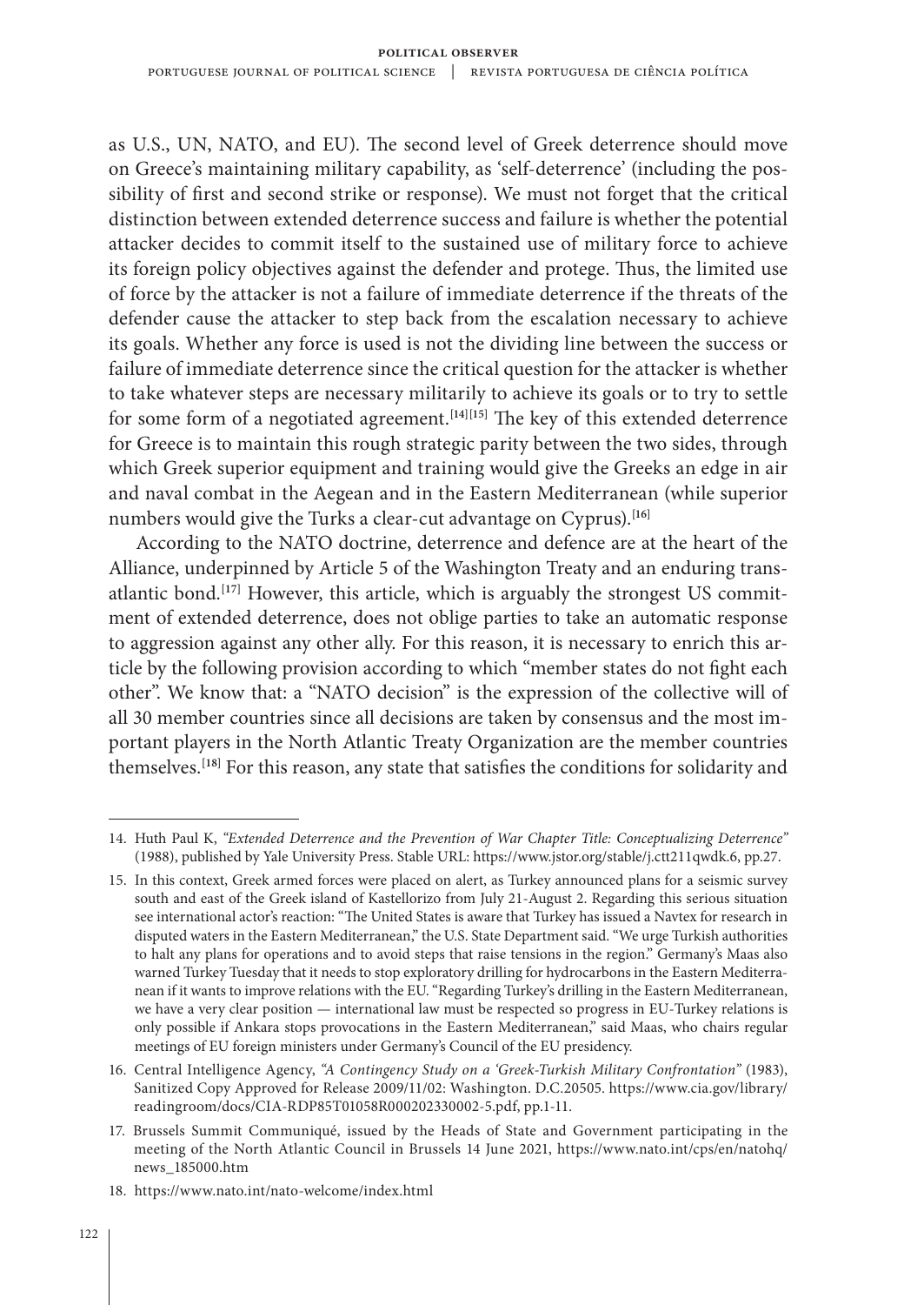as U.S., UN, NATO, and EU). The second level of Greek deterrence should move on Greece's maintaining military capability, as 'self-deterrence' (including the possibility of first and second strike or response). We must not forget that the critical distinction between extended deterrence success and failure is whether the potential attacker decides to commit itself to the sustained use of military force to achieve its foreign policy objectives against the defender and protege. Thus, the limited use of force by the attacker is not a failure of immediate deterrence if the threats of the defender cause the attacker to step back from the escalation necessary to achieve its goals. Whether any force is used is not the dividing line between the success or failure of immediate deterrence since the critical question for the attacker is whether to take whatever steps are necessary militarily to achieve its goals or to try to settle for some form of a negotiated agreement.[14][15] The key of this extended deterrence for Greece is to maintain this rough strategic parity between the two sides, through which Greek superior equipment and training would give the Greeks an edge in air and naval combat in the Aegean and in the Eastern Mediterranean (while superior numbers would give the Turks a clear-cut advantage on Cyprus).[16]

According to the NATO doctrine, deterrence and defence are at the heart of the Alliance, underpinned by Article 5 of the Washington Treaty and an enduring transatlantic bond.[17] However, this article, which is arguably the strongest US commitment of extended deterrence, does not oblige parties to take an automatic response to aggression against any other ally. For this reason, it is necessary to enrich this article by the following provision according to which "member states do not fight each other". We know that: a "NATO decision" is the expression of the collective will of all 30 member countries since all decisions are taken by consensus and the most important players in the North Atlantic Treaty Organization are the member countries themselves.[18] For this reason, any state that satisfies the conditions for solidarity and

---

14. Huth Paul K, *"Extended Deterrence and the Prevention of War Chapter Title: Conceptualizing Deterrence"* (1988), published by Yale University Press. Stable URL: https://www.jstor.org/stable/j.ctt211qwdk.6, pp.27.

15. In this context, Greek armed forces were placed on alert, as Turkey announced plans for a seismic survey south and east of the Greek island of Kastellorizo from July 21-August 2. Regarding this serious situation see international actor's reaction: "The United States is aware that Turkey has issued a Navtex for research in disputed waters in the Eastern Mediterranean," the U.S. State Department said. "We urge Turkish authorities to halt any plans for operations and to avoid steps that raise tensions in the region." Germany's Maas also warned Turkey Tuesday that it needs to stop exploratory drilling for hydrocarbons in the Eastern Mediterranean if it wants to improve relations with the EU. "Regarding Turkey's drilling in the Eastern Mediterranean, we have a very clear position — international law must be respected so progress in EU-Turkey relations is only possible if Ankara stops provocations in the Eastern Mediterranean," said Maas, who chairs regular meetings of EU foreign ministers under Germany's Council of the EU presidency.

16. Central Intelligence Agency, *"A Contingency Study on a 'Greek-Turkish Military Confrontation"* (1983), Sanitized Copy Approved for Release 2009/11/02: Washington. D.C.20505. https://www.cia.gov/library/readingroom/docs/CIA-RDP85T01058R000202330002-5.pdf, pp.1-11.

17. Brussels Summit Communiqué, issued by the Heads of State and Government participating in the meeting of the North Atlantic Council in Brussels 14 June 2021, https://www.nato.int/cps/en/natohq/news_185000.htm

18. https://www.nato.int/nato-welcome/index.html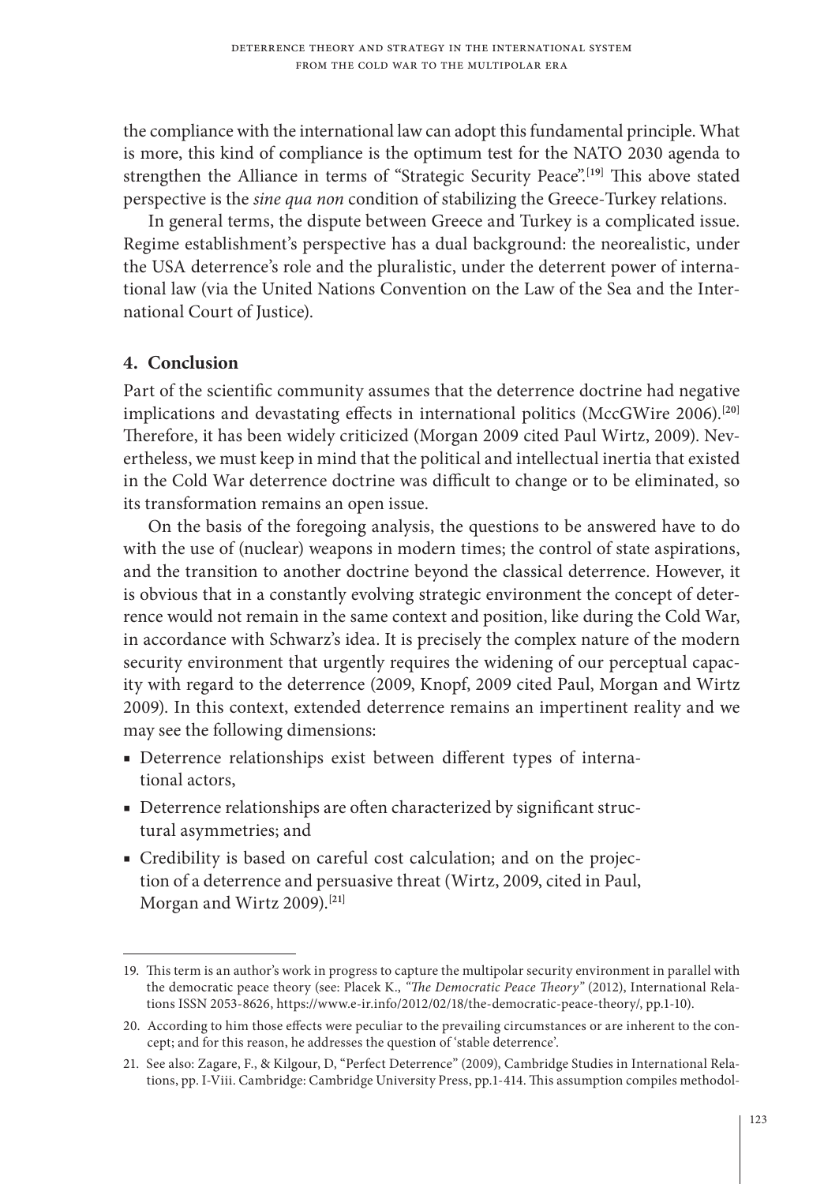the compliance with the international law can adopt this fundamental principle. What is more, this kind of compliance is the optimum test for the NATO 2030 agenda to strengthen the Alliance in terms of "Strategic Security Peace".[19] This above stated perspective is the *sine qua non* condition of stabilizing the Greece-Turkey relations.

In general terms, the dispute between Greece and Turkey is a complicated issue. Regime establishment's perspective has a dual background: the neorealistic, under the USA deterrence's role and the pluralistic, under the deterrent power of international law (via the United Nations Convention on the Law of the Sea and the International Court of Justice).

## 4. Conclusion

Part of the scientific community assumes that the deterrence doctrine had negative implications and devastating effects in international politics (MccGWire 2006).[20] Therefore, it has been widely criticized (Morgan 2009 cited Paul Wirtz, 2009). Nevertheless, we must keep in mind that the political and intellectual inertia that existed in the Cold War deterrence doctrine was difficult to change or to be eliminated, so its transformation remains an open issue.

On the basis of the foregoing analysis, the questions to be answered have to do with the use of (nuclear) weapons in modern times; the control of state aspirations, and the transition to another doctrine beyond the classical deterrence. However, it is obvious that in a constantly evolving strategic environment the concept of deterrence would not remain in the same context and position, like during the Cold War, in accordance with Schwarz's idea. It is precisely the complex nature of the modern security environment that urgently requires the widening of our perceptual capacity with regard to the deterrence (2009, Knopf, 2009 cited Paul, Morgan and Wirtz 2009). In this context, extended deterrence remains an impertinent reality and we may see the following dimensions:

- Deterrence relationships exist between different types of international actors,
- Deterrence relationships are often characterized by significant structural asymmetries; and
- Credibility is based on careful cost calculation; and on the projection of a deterrence and persuasive threat (Wirtz, 2009, cited in Paul, Morgan and Wirtz 2009).[21]

---

19. This term is an author's work in progress to capture the multipolar security environment in parallel with the democratic peace theory (see: Placek K., *"The Democratic Peace Theory"* (2012), International Relations ISSN 2053-8626, https://www.e-ir.info/2012/02/18/the-democratic-peace-theory/, pp.1-10).

20. According to him those effects were peculiar to the prevailing circumstances or are inherent to the concept; and for this reason, he addresses the question of 'stable deterrence'.

21. See also: Zagare, F., & Kilgour, D, "Perfect Deterrence" (2009), Cambridge Studies in International Relations, pp. I-Viii. Cambridge: Cambridge University Press, pp.1-414. This assumption compiles methodol-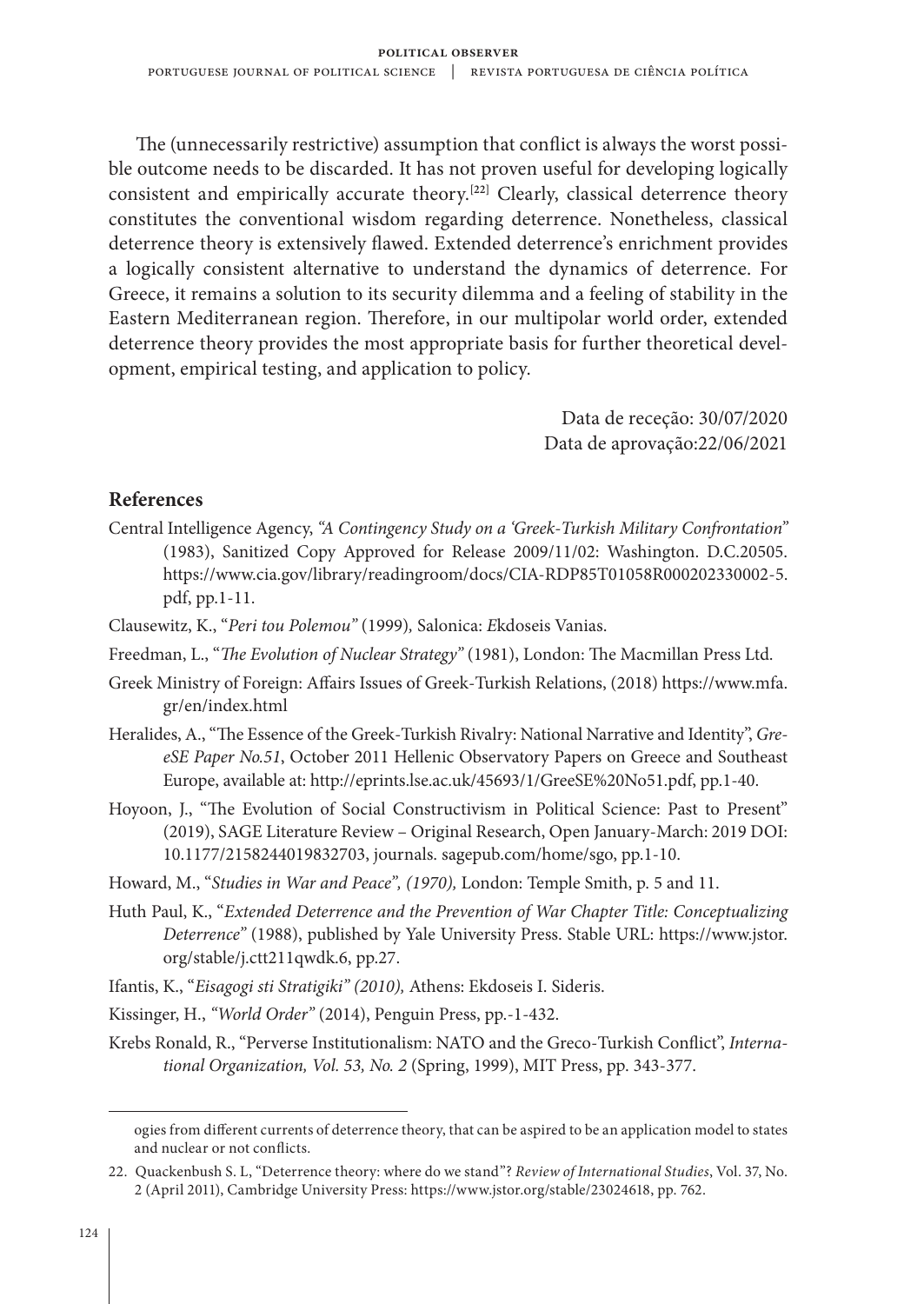The (unnecessarily restrictive) assumption that conflict is always the worst possible outcome needs to be discarded. It has not proven useful for developing logically consistent and empirically accurate theory.[22] Clearly, classical deterrence theory constitutes the conventional wisdom regarding deterrence. Nonetheless, classical deterrence theory is extensively flawed. Extended deterrence's enrichment provides a logically consistent alternative to understand the dynamics of deterrence. For Greece, it remains a solution to its security dilemma and a feeling of stability in the Eastern Mediterranean region. Therefore, in our multipolar world order, extended deterrence theory provides the most appropriate basis for further theoretical development, empirical testing, and application to policy.

Data de receção: 30/07/2020
Data de aprovação:22/06/2021

## References

Central Intelligence Agency, *"A Contingency Study on a 'Greek-Turkish Military Confrontation"* (1983), Sanitized Copy Approved for Release 2009/11/02: Washington. D.C.20505. https://www.cia.gov/library/readingroom/docs/CIA-RDP85T01058R000202330002-5.pdf, pp.1-11.

Clausewitz, K., "*Peri tou Polemou"* (1999)*,* Salonica: *E*kdoseis Vanias.

Freedman, L., "*The Evolution of Nuclear Strategy"* (1981), London: The Macmillan Press Ltd.

Greek Ministry of Foreign: Affairs Issues of Greek-Turkish Relations, (2018) https://www.mfa.gr/en/index.html

Heralides, A., "The Essence of the Greek-Turkish Rivalry: National Narrative and Identity", *GreeSE Paper No.51*, October 2011 Hellenic Observatory Papers on Greece and Southeast Europe, available at: http://eprints.lse.ac.uk/45693/1/GreeSE%20No51.pdf, pp.1-40.

Hoyoon, J., "The Evolution of Social Constructivism in Political Science: Past to Present" (2019), SAGE Literature Review – Original Research, Open January-March: 2019 DOI: 10.1177/2158244019832703, journals. sagepub.com/home/sgo, pp.1-10.

Howard, M., "*Studies in War and Peace", (1970),* London: Temple Smith, p. 5 and 11.

Huth Paul, K., "*Extended Deterrence and the Prevention of War Chapter Title: Conceptualizing Deterrence"* (1988), published by Yale University Press. Stable URL: https://www.jstor.org/stable/j.ctt211qwdk.6, pp.27.

Ifantis, K., "*Eisagogi sti Stratigiki" (2010),* Athens: Ekdoseis I. Sideris.

Kissinger, H., *"World Order"* (2014), Penguin Press, pp.-1-432.

Krebs Ronald, R., "Perverse Institutionalism: NATO and the Greco-Turkish Conflict", *International Organization, Vol. 53, No. 2* (Spring, 1999), MIT Press, pp. 343-377.

---

ogies from different currents of deterrence theory, that can be aspired to be an application model to states and nuclear or not conflicts.

22. Quackenbush S. L, "Deterrence theory: where do we stand"? *Review of International Studies*, Vol. 37, No. 2 (April 2011), Cambridge University Press: https://www.jstor.org/stable/23024618, pp. 762.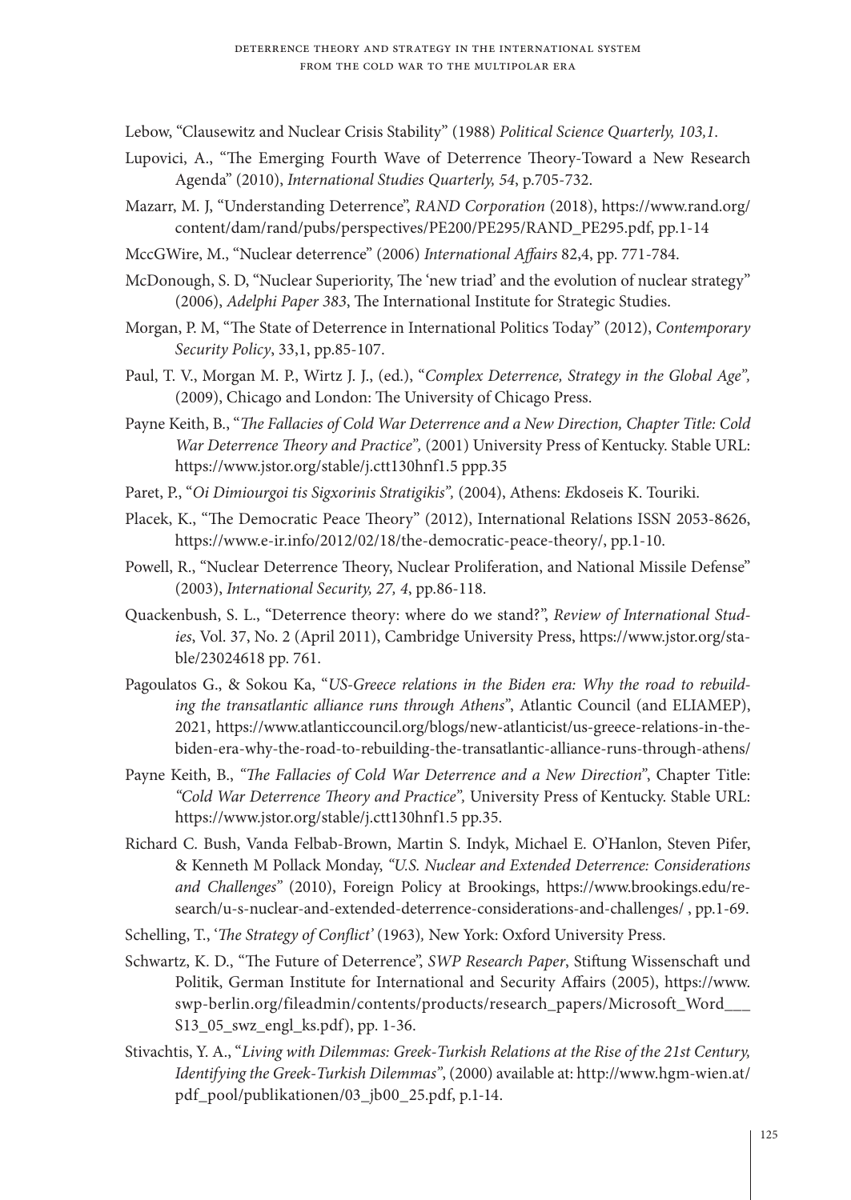Lebow, "Clausewitz and Nuclear Crisis Stability" (1988) *Political Science Quarterly, 103,1*.

Lupovici, A., "The Emerging Fourth Wave of Deterrence Theory-Toward a New Research Agenda" (2010), *International Studies Quarterly, 54*, p.705-732.

Mazarr, M. J, "Understanding Deterrence", *RAND Corporation* (2018), https://www.rand.org/content/dam/rand/pubs/perspectives/PE200/PE295/RAND_PE295.pdf, pp.1-14

MccGWire, M., "Nuclear deterrence" (2006) *International Affairs* 82,4, pp. 771-784.

McDonough, S. D, "Nuclear Superiority, The 'new triad' and the evolution of nuclear strategy" (2006), *Adelphi Paper 383*, The International Institute for Strategic Studies.

Morgan, P. M, "The State of Deterrence in International Politics Today" (2012), *Contemporary Security Policy*, 33,1, pp.85-107.

Paul, T. V., Morgan M. P., Wirtz J. J., (ed.), "*Complex Deterrence, Strategy in the Global Age*", (2009), Chicago and London: The University of Chicago Press.

Payne Keith, B., "*The Fallacies of Cold War Deterrence and a New Direction, Chapter Title: Cold War Deterrence Theory and Practice*", (2001) University Press of Kentucky. Stable URL: https://www.jstor.org/stable/j.ctt130hnf1.5 ppp.35

Paret, P., "*Oi Dimiourgoi tis Sigxorinis Stratigikis*", (2004), Athens: *E*kdoseis K. Touriki.

Placek, K., "The Democratic Peace Theory" (2012), International Relations ISSN 2053-8626, https://www.e-ir.info/2012/02/18/the-democratic-peace-theory/, pp.1-10.

Powell, R., "Nuclear Deterrence Theory, Nuclear Proliferation, and National Missile Defense" (2003), *International Security, 27, 4*, pp.86-118.

Quackenbush, S. L., "Deterrence theory: where do we stand?", *Review of International Studies*, Vol. 37, No. 2 (April 2011), Cambridge University Press, https://www.jstor.org/stable/23024618 pp. 761.

Pagoulatos G., & Sokou Ka, "*US-Greece relations in the Biden era: Why the road to rebuilding the transatlantic alliance runs through Athens*", Atlantic Council (and ELIAMEP), 2021, https://www.atlanticcouncil.org/blogs/new-atlanticist/us-greece-relations-in-the-biden-era-why-the-road-to-rebuilding-the-transatlantic-alliance-runs-through-athens/

Payne Keith, B., *"The Fallacies of Cold War Deterrence and a New Direction"*, Chapter Title: *"Cold War Deterrence Theory and Practice",* University Press of Kentucky. Stable URL: https://www.jstor.org/stable/j.ctt130hnf1.5 pp.35.

Richard C. Bush, Vanda Felbab-Brown, Martin S. Indyk, Michael E. O'Hanlon, Steven Pifer, & Kenneth M Pollack Monday, *"U.S. Nuclear and Extended Deterrence: Considerations and Challenges"* (2010), Foreign Policy at Brookings, https://www.brookings.edu/research/u-s-nuclear-and-extended-deterrence-considerations-and-challenges/ , pp.1-69.

Schelling, T., '*The Strategy of Conflict'* (1963), New York: Oxford University Press.

Schwartz, K. D., "The Future of Deterrence", *SWP Research Paper*, Stiftung Wissenschaft und Politik, German Institute for International and Security Affairs (2005), https://www.swp-berlin.org/fileadmin/contents/products/research_papers/Microsoft_Word___S13_05_swz_engl_ks.pdf), pp. 1-36.

Stivachtis, Y. A., "*Living with Dilemmas: Greek-Turkish Relations at the Rise of the 21st Century, Identifying the Greek-Turkish Dilemmas*", (2000) available at: http://www.hgm-wien.at/pdf_pool/publikationen/03_jb00_25.pdf, p.1-14.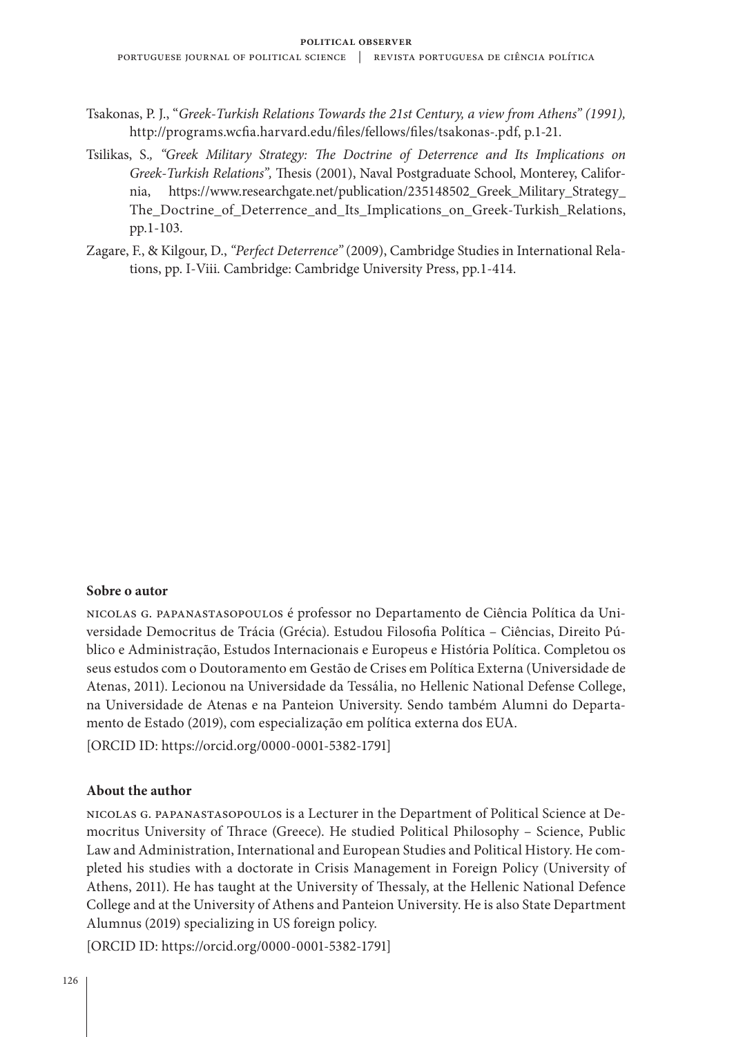Tsakonas, P. J., "*Greek-Turkish Relations Towards the 21st Century, a view from Athens" (1991),* http://programs.wcfia.harvard.edu/files/fellows/files/tsakonas-.pdf, p.1-21.

Tsilikas, S*., "Greek Military Strategy: The Doctrine of Deterrence and Its Implications on Greek-Turkish Relations",* Thesis (2001), Naval Postgraduate School, Monterey, California, https://www.researchgate.net/publication/235148502_Greek_Military_Strategy_The_Doctrine_of_Deterrence_and_Its_Implications_on_Greek-Turkish_Relations, pp.1-103.

Zagare, F., & Kilgour, D., *"Perfect Deterrence"* (2009), Cambridge Studies in International Relations, pp. I-Viii. Cambridge: Cambridge University Press, pp.1-414.

**Sobre o autor**

NICOLAS G. PAPANASTASOPOULOS é professor no Departamento de Ciência Política da Universidade Democritus de Trácia (Grécia). Estudou Filosofia Política – Ciências, Direito Público e Administração, Estudos Internacionais e Europeus e História Política. Completou os seus estudos com o Doutoramento em Gestão de Crises em Política Externa (Universidade de Atenas, 2011). Lecionou na Universidade da Tessália, no Hellenic National Defense College, na Universidade de Atenas e na Panteion University. Sendo também Alumni do Departamento de Estado (2019), com especialização em política externa dos EUA.

[ORCID ID: https://orcid.org/0000-0001-5382-1791]

**About the author**

NICOLAS G. PAPANASTASOPOULOS is a Lecturer in the Department of Political Science at Democritus University of Thrace (Greece). He studied Political Philosophy – Science, Public Law and Administration, International and European Studies and Political History. He completed his studies with a doctorate in Crisis Management in Foreign Policy (University of Athens, 2011). He has taught at the University of Thessaly, at the Hellenic National Defence College and at the University of Athens and Panteion University. He is also State Department Alumnus (2019) specializing in US foreign policy.

[ORCID ID: https://orcid.org/0000-0001-5382-1791]